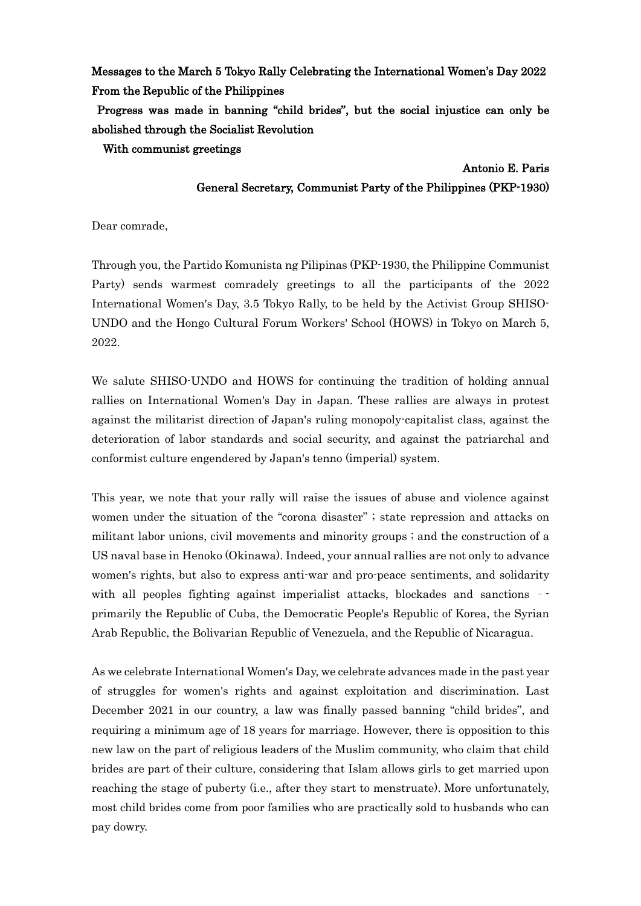**Messages to the March 5 Tokyo Rally Celebrating the International Women's Day 2022 From the Republic of the Philippines**

**Progress was made in banning "child brides", but the social injustice can only be abolished through the Socialist Revolution**

**With communist greetings**

**Antonio E. Paris**
**General Secretary, Communist Party of the Philippines (PKP-1930)**

Dear comrade,

Through you, the Partido Komunista ng Pilipinas (PKP-1930, the Philippine Communist Party) sends warmest comradely greetings to all the participants of the 2022 International Women's Day, 3.5 Tokyo Rally, to be held by the Activist Group SHISO-UNDO and the Hongo Cultural Forum Workers' School (HOWS) in Tokyo on March 5, 2022.

We salute SHISO-UNDO and HOWS for continuing the tradition of holding annual rallies on International Women's Day in Japan. These rallies are always in protest against the militarist direction of Japan's ruling monopoly-capitalist class, against the deterioration of labor standards and social security, and against the patriarchal and conformist culture engendered by Japan's tenno (imperial) system.

This year, we note that your rally will raise the issues of abuse and violence against women under the situation of the "corona disaster" ; state repression and attacks on militant labor unions, civil movements and minority groups ; and the construction of a US naval base in Henoko (Okinawa). Indeed, your annual rallies are not only to advance women's rights, but also to express anti-war and pro-peace sentiments, and solidarity with all peoples fighting against imperialist attacks, blockades and sanctions -- primarily the Republic of Cuba, the Democratic People's Republic of Korea, the Syrian Arab Republic, the Bolivarian Republic of Venezuela, and the Republic of Nicaragua.

As we celebrate International Women's Day, we celebrate advances made in the past year of struggles for women's rights and against exploitation and discrimination. Last December 2021 in our country, a law was finally passed banning "child brides", and requiring a minimum age of 18 years for marriage. However, there is opposition to this new law on the part of religious leaders of the Muslim community, who claim that child brides are part of their culture, considering that Islam allows girls to get married upon reaching the stage of puberty (i.e., after they start to menstruate). More unfortunately, most child brides come from poor families who are practically sold to husbands who can pay dowry.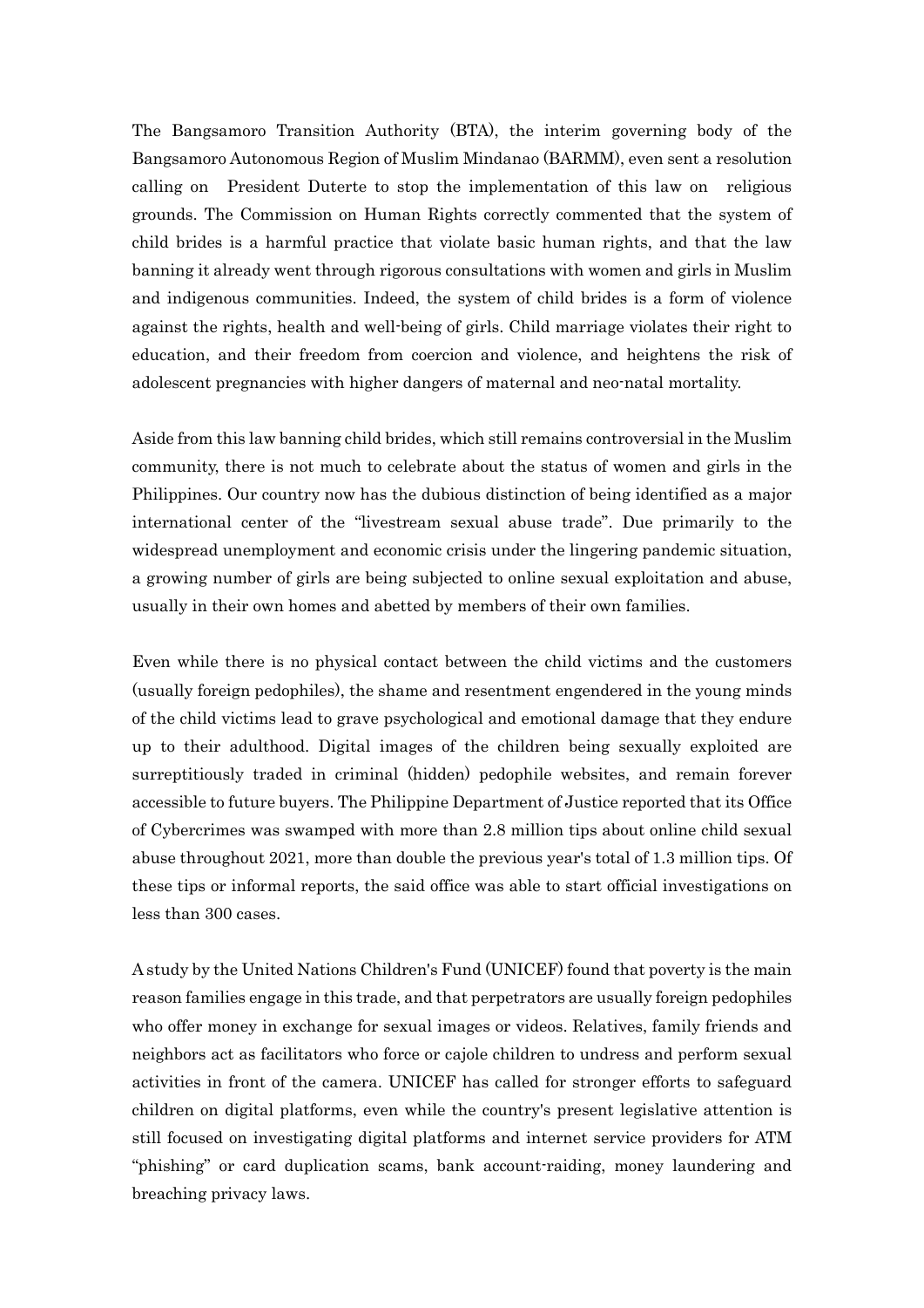The Bangsamoro Transition Authority (BTA), the interim governing body of the Bangsamoro Autonomous Region of Muslim Mindanao (BARMM), even sent a resolution calling on President Duterte to stop the implementation of this law on religious grounds. The Commission on Human Rights correctly commented that the system of child brides is a harmful practice that violate basic human rights, and that the law banning it already went through rigorous consultations with women and girls in Muslim and indigenous communities. Indeed, the system of child brides is a form of violence against the rights, health and well-being of girls. Child marriage violates their right to education, and their freedom from coercion and violence, and heightens the risk of adolescent pregnancies with higher dangers of maternal and neo-natal mortality.

Aside from this law banning child brides, which still remains controversial in the Muslim community, there is not much to celebrate about the status of women and girls in the Philippines. Our country now has the dubious distinction of being identified as a major international center of the "livestream sexual abuse trade". Due primarily to the widespread unemployment and economic crisis under the lingering pandemic situation, a growing number of girls are being subjected to online sexual exploitation and abuse, usually in their own homes and abetted by members of their own families.

Even while there is no physical contact between the child victims and the customers (usually foreign pedophiles), the shame and resentment engendered in the young minds of the child victims lead to grave psychological and emotional damage that they endure up to their adulthood. Digital images of the children being sexually exploited are surreptitiously traded in criminal (hidden) pedophile websites, and remain forever accessible to future buyers. The Philippine Department of Justice reported that its Office of Cybercrimes was swamped with more than 2.8 million tips about online child sexual abuse throughout 2021, more than double the previous year's total of 1.3 million tips. Of these tips or informal reports, the said office was able to start official investigations on less than 300 cases.

A study by the United Nations Children's Fund (UNICEF) found that poverty is the main reason families engage in this trade, and that perpetrators are usually foreign pedophiles who offer money in exchange for sexual images or videos. Relatives, family friends and neighbors act as facilitators who force or cajole children to undress and perform sexual activities in front of the camera. UNICEF has called for stronger efforts to safeguard children on digital platforms, even while the country's present legislative attention is still focused on investigating digital platforms and internet service providers for ATM "phishing" or card duplication scams, bank account-raiding, money laundering and breaching privacy laws.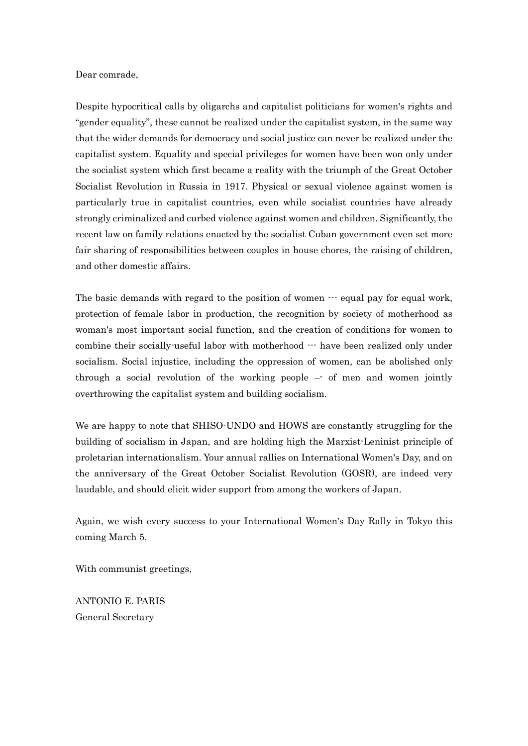Dear comrade,

Despite hypocritical calls by oligarchs and capitalist politicians for women's rights and "gender equality", these cannot be realized under the capitalist system, in the same way that the wider demands for democracy and social justice can never be realized under the capitalist system. Equality and special privileges for women have been won only under the socialist system which first became a reality with the triumph of the Great October Socialist Revolution in Russia in 1917. Physical or sexual violence against women is particularly true in capitalist countries, even while socialist countries have already strongly criminalized and curbed violence against women and children. Significantly, the recent law on family relations enacted by the socialist Cuban government even set more fair sharing of responsibilities between couples in house chores, the raising of children, and other domestic affairs.

The basic demands with regard to the position of women --- equal pay for equal work, protection of female labor in production, the recognition by society of motherhood as woman's most important social function, and the creation of conditions for women to combine their socially-useful labor with motherhood --- have been realized only under socialism. Social injustice, including the oppression of women, can be abolished only through a social revolution of the working people –- of men and women jointly overthrowing the capitalist system and building socialism.

We are happy to note that SHISO-UNDO and HOWS are constantly struggling for the building of socialism in Japan, and are holding high the Marxist-Leninist principle of proletarian internationalism. Your annual rallies on International Women's Day, and on the anniversary of the Great October Socialist Revolution (GOSR), are indeed very laudable, and should elicit wider support from among the workers of Japan.

Again, we wish every success to your International Women's Day Rally in Tokyo this coming March 5.

With communist greetings,

ANTONIO E. PARIS
General Secretary